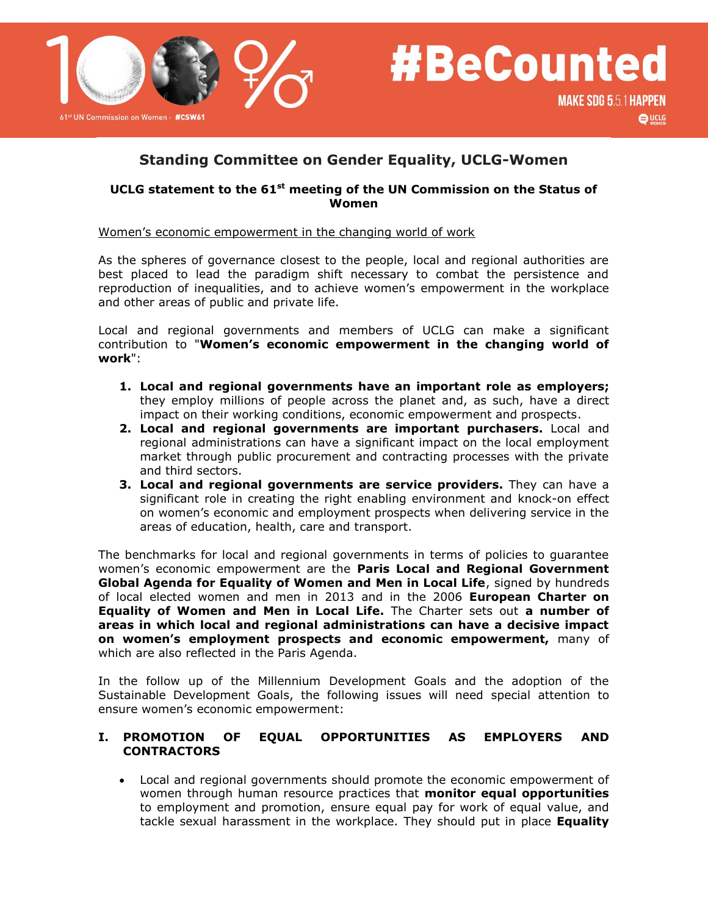## Standing Committee on Gender Equality, UCLG-Women

### UCLG statement to the 61st meeting of the UN Commission on the Status of Women

Women's economic empowerment in the changing world of work

As the spheres of governance closest to the people, local and regional authorities are best placed to lead the paradigm shift necessary to combat the persistence and reproduction of inequalities, and to achieve women's empowerment in the workplace and other areas of public and private life.

Local and regional governments and members of UCLG can make a significant contribution to "**Women's economic empowerment in the changing world of work**":

1. **Local and regional governments have an important role as employers;** they employ millions of people across the planet and, as such, have a direct impact on their working conditions, economic empowerment and prospects.
2. **Local and regional governments are important purchasers.** Local and regional administrations can have a significant impact on the local employment market through public procurement and contracting processes with the private and third sectors.
3. **Local and regional governments are service providers.** They can have a significant role in creating the right enabling environment and knock-on effect on women's economic and employment prospects when delivering service in the areas of education, health, care and transport.

The benchmarks for local and regional governments in terms of policies to guarantee women's economic empowerment are the **Paris Local and Regional Government Global Agenda for Equality of Women and Men in Local Life**, signed by hundreds of local elected women and men in 2013 and in the 2006 **European Charter on Equality of Women and Men in Local Life.** The Charter sets out **a number of areas in which local and regional administrations can have a decisive impact on women's employment prospects and economic empowerment,** many of which are also reflected in the Paris Agenda.

In the follow up of the Millennium Development Goals and the adoption of the Sustainable Development Goals, the following issues will need special attention to ensure women's economic empowerment:

### I. PROMOTION OF EQUAL OPPORTUNITIES AS EMPLOYERS AND CONTRACTORS

- Local and regional governments should promote the economic empowerment of women through human resource practices that **monitor equal opportunities** to employment and promotion, ensure equal pay for work of equal value, and tackle sexual harassment in the workplace. They should put in place **Equality**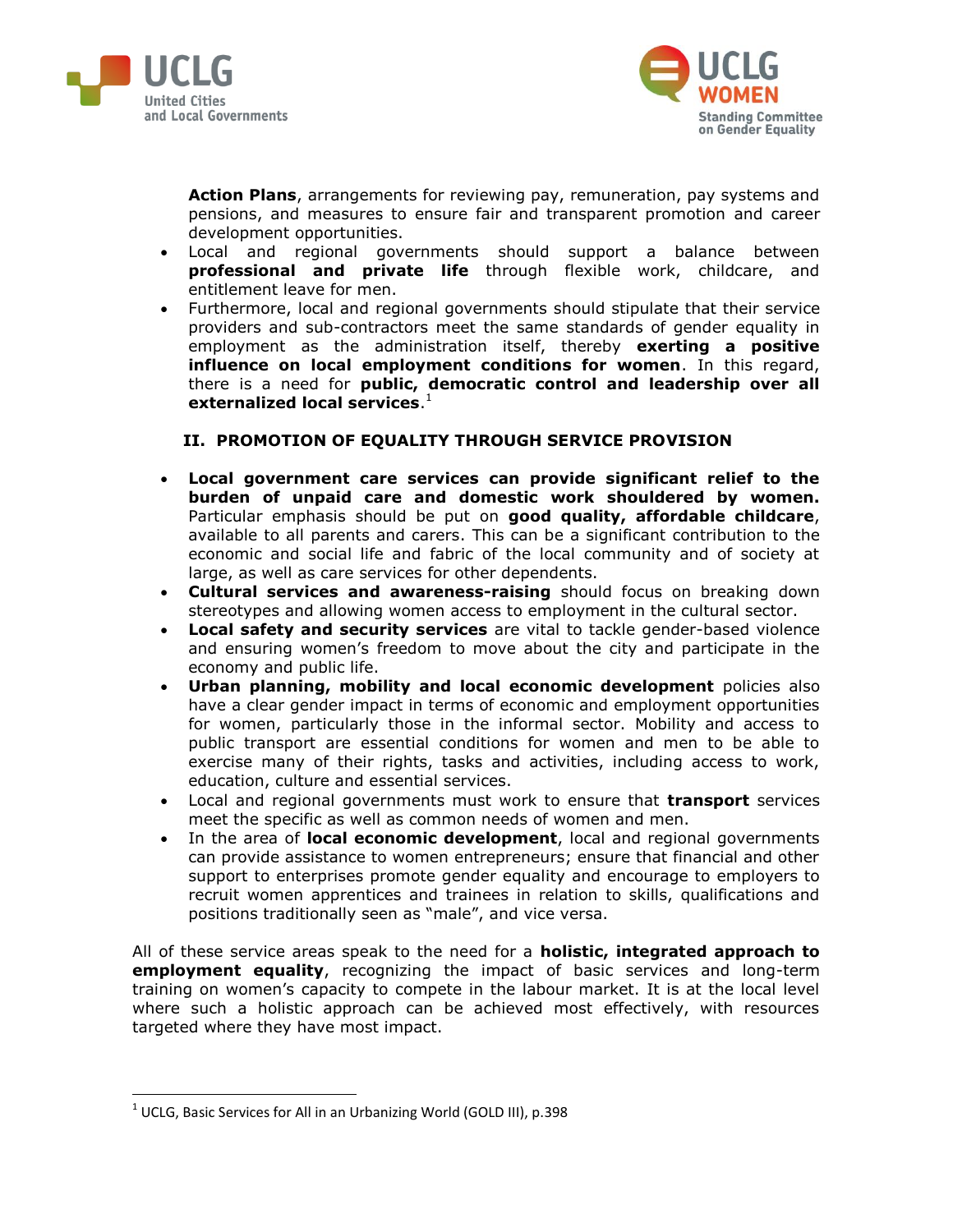**Action Plans**, arrangements for reviewing pay, remuneration, pay systems and pensions, and measures to ensure fair and transparent promotion and career development opportunities.

- Local and regional governments should support a balance between **professional and private life** through flexible work, childcare, and entitlement leave for men.
- Furthermore, local and regional governments should stipulate that their service providers and sub-contractors meet the same standards of gender equality in employment as the administration itself, thereby **exerting a positive influence on local employment conditions for women**. In this regard, there is a need for **public, democratic control and leadership over all externalized local services**.[1]

## II. PROMOTION OF EQUALITY THROUGH SERVICE PROVISION

- **Local government care services can provide significant relief to the burden of unpaid care and domestic work shouldered by women.** Particular emphasis should be put on **good quality, affordable childcare**, available to all parents and carers. This can be a significant contribution to the economic and social life and fabric of the local community and of society at large, as well as care services for other dependents.
- **Cultural services and awareness-raising** should focus on breaking down stereotypes and allowing women access to employment in the cultural sector.
- **Local safety and security services** are vital to tackle gender-based violence and ensuring women's freedom to move about the city and participate in the economy and public life.
- **Urban planning, mobility and local economic development** policies also have a clear gender impact in terms of economic and employment opportunities for women, particularly those in the informal sector. Mobility and access to public transport are essential conditions for women and men to be able to exercise many of their rights, tasks and activities, including access to work, education, culture and essential services.
- Local and regional governments must work to ensure that **transport** services meet the specific as well as common needs of women and men.
- In the area of **local economic development**, local and regional governments can provide assistance to women entrepreneurs; ensure that financial and other support to enterprises promote gender equality and encourage to employers to recruit women apprentices and trainees in relation to skills, qualifications and positions traditionally seen as "male", and vice versa.

All of these service areas speak to the need for a **holistic, integrated approach to employment equality**, recognizing the impact of basic services and long-term training on women's capacity to compete in the labour market. It is at the local level where such a holistic approach can be achieved most effectively, with resources targeted where they have most impact.

---

[1] UCLG, Basic Services for All in an Urbanizing World (GOLD III), p.398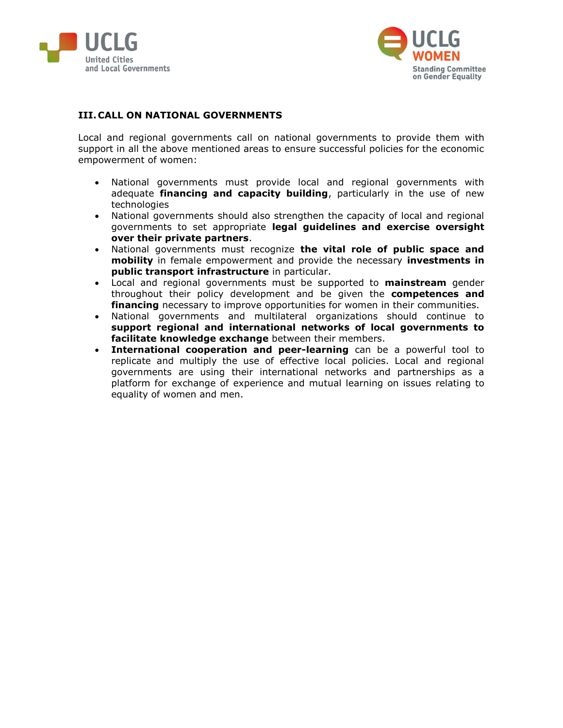### III. CALL ON NATIONAL GOVERNMENTS

Local and regional governments call on national governments to provide them with support in all the above mentioned areas to ensure successful policies for the economic empowerment of women:

- National governments must provide local and regional governments with adequate **financing and capacity building**, particularly in the use of new technologies
- National governments should also strengthen the capacity of local and regional governments to set appropriate **legal guidelines and exercise oversight over their private partners**.
- National governments must recognize **the vital role of public space and mobility** in female empowerment and provide the necessary **investments in public transport infrastructure** in particular.
- Local and regional governments must be supported to **mainstream** gender throughout their policy development and be given the **competences and financing** necessary to improve opportunities for women in their communities.
- National governments and multilateral organizations should continue to **support regional and international networks of local governments to facilitate knowledge exchange** between their members.
- **International cooperation and peer-learning** can be a powerful tool to replicate and multiply the use of effective local policies. Local and regional governments are using their international networks and partnerships as a platform for exchange of experience and mutual learning on issues relating to equality of women and men.